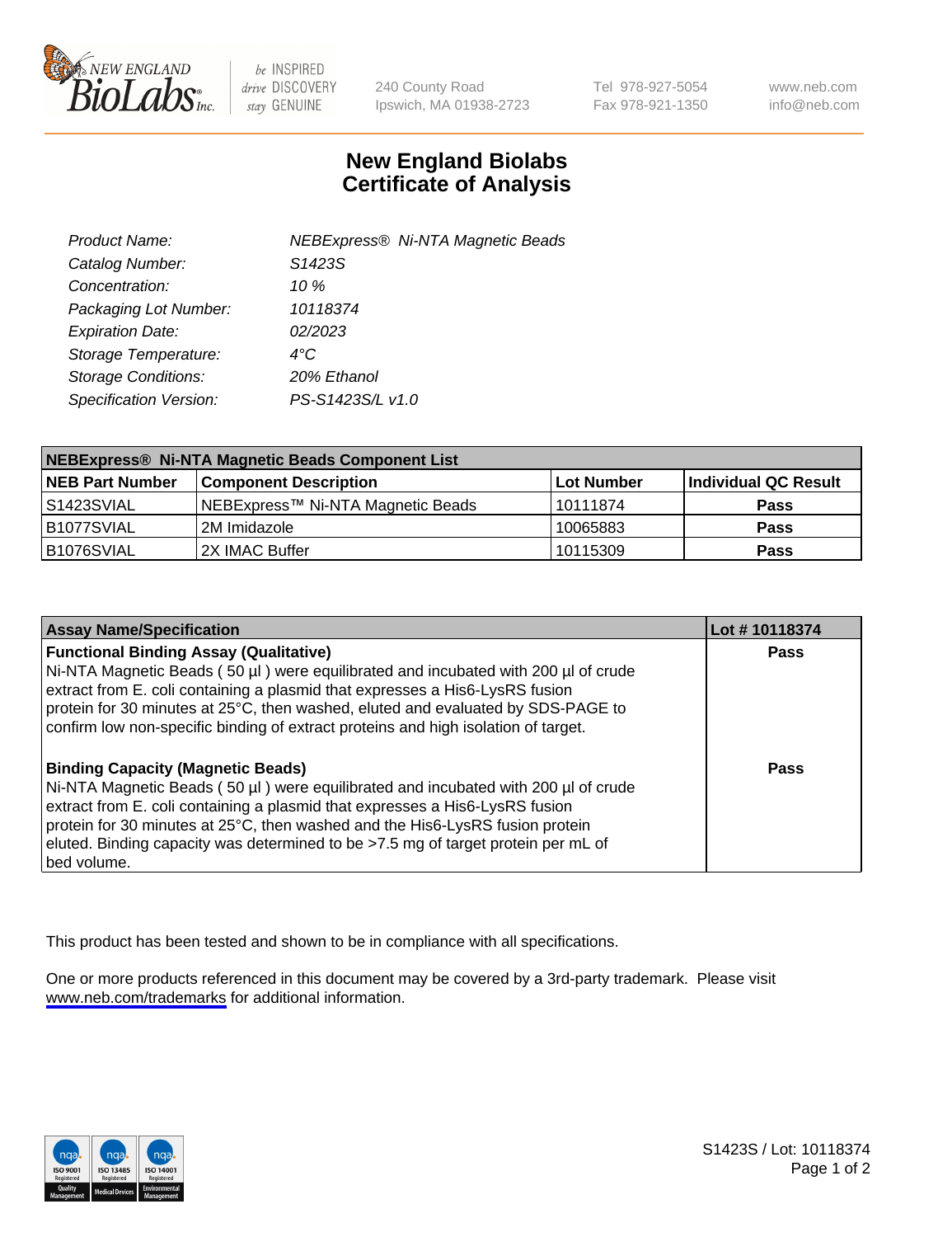# New England Biolabs Certificate of Analysis

| | |
|---|---|
| *Product Name:* | *NEBExpress® Ni-NTA Magnetic Beads* |
| *Catalog Number:* | *S1423S* |
| *Concentration:* | *10 %* |
| *Packaging Lot Number:* | *10118374* |
| *Expiration Date:* | *02/2023* |
| *Storage Temperature:* | *4°C* |
| *Storage Conditions:* | *20% Ethanol* |
| *Specification Version:* | *PS-S1423S/L v1.0* |

| NEBExpress® Ni-NTA Magnetic Beads Component List | | | |
|---|---|---|---|
| **NEB Part Number** | **Component Description** | **Lot Number** | **Individual QC Result** |
| S1423SVIAL | NEBExpress™ Ni-NTA Magnetic Beads | 10111874 | **Pass** |
| B1077SVIAL | 2M Imidazole | 10065883 | **Pass** |
| B1076SVIAL | 2X IMAC Buffer | 10115309 | **Pass** |

| Assay Name/Specification | Lot # 10118374 |
|---|---|
| **Functional Binding Assay (Qualitative)**<br>Ni-NTA Magnetic Beads ( 50 µl ) were equilibrated and incubated with 200 µl of crude extract from E. coli containing a plasmid that expresses a His6-LysRS fusion protein for 30 minutes at 25°C, then washed, eluted and evaluated by SDS-PAGE to confirm low non-specific binding of extract proteins and high isolation of target. | **Pass** |
| **Binding Capacity (Magnetic Beads)**<br>Ni-NTA Magnetic Beads ( 50 µl ) were equilibrated and incubated with 200 µl of crude extract from E. coli containing a plasmid that expresses a His6-LysRS fusion protein for 30 minutes at 25°C, then washed and the His6-LysRS fusion protein eluted. Binding capacity was determined to be >7.5 mg of target protein per mL of bed volume. | **Pass** |

This product has been tested and shown to be in compliance with all specifications.

One or more products referenced in this document may be covered by a 3rd-party trademark. Please visit www.neb.com/trademarks for additional information.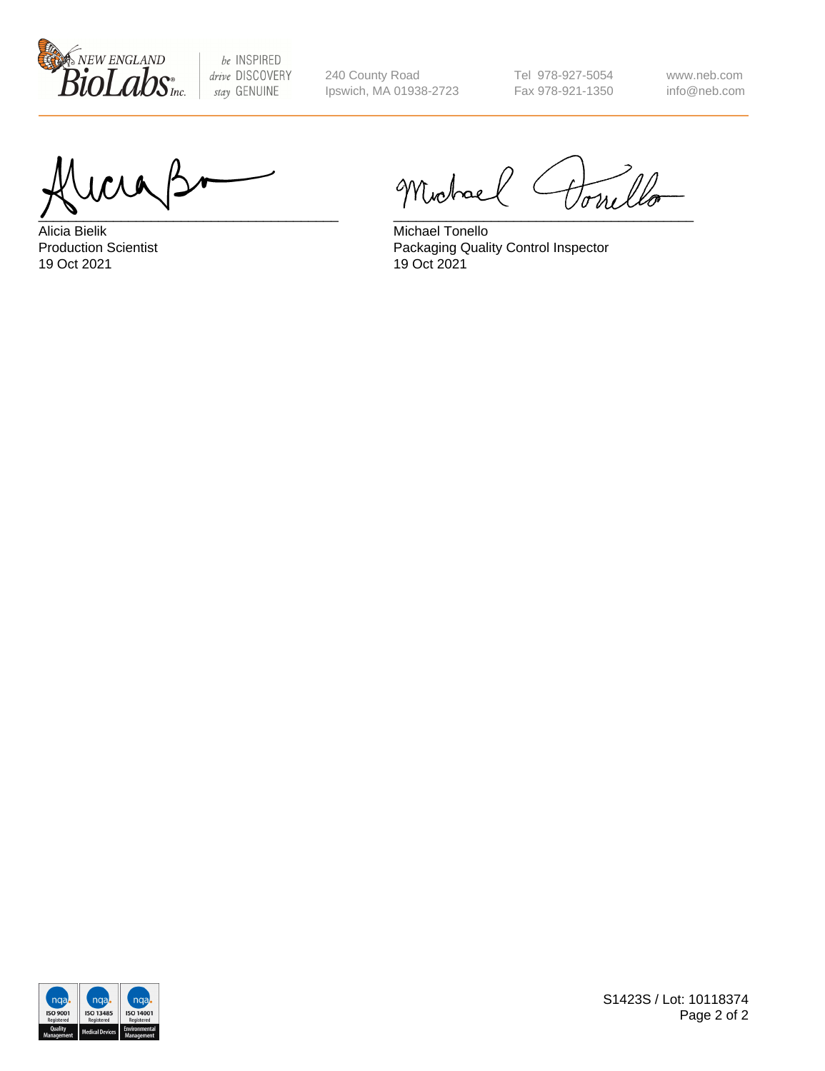Alicia Bielik
Production Scientist
19 Oct 2021

Michael Tonello
Packaging Quality Control Inspector
19 Oct 2021

S1423S / Lot: 10118374